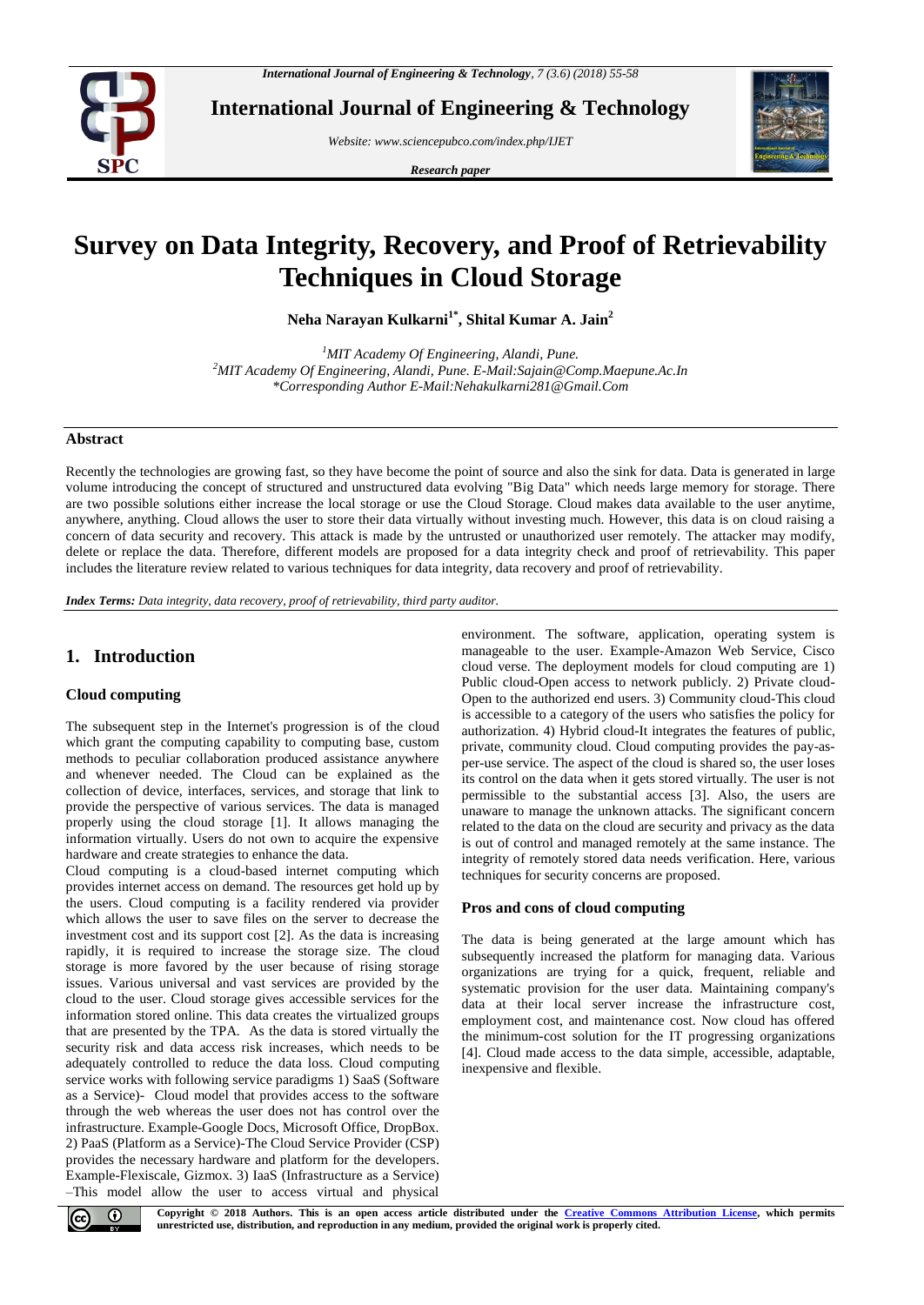# Survey on Data Integrity, Recovery, and Proof of Retrievability Techniques in Cloud Storage

**Neha Narayan Kulkarni[1*], Shital Kumar A. Jain[2]**

*[1]MIT Academy Of Engineering, Alandi, Pune.*
*[2]MIT Academy Of Engineering, Alandi, Pune. E-Mail:Sajain@Comp.Maepune.Ac.In*
**Corresponding Author E-Mail:Nehakulkarni281@Gmail.Com*

## Abstract

Recently the technologies are growing fast, so they have become the point of source and also the sink for data. Data is generated in large volume introducing the concept of structured and unstructured data evolving "Big Data" which needs large memory for storage. There are two possible solutions either increase the local storage or use the Cloud Storage. Cloud makes data available to the user anytime, anywhere, anything. Cloud allows the user to store their data virtually without investing much. However, this data is on cloud raising a concern of data security and recovery. This attack is made by the untrusted or unauthorized user remotely. The attacker may modify, delete or replace the data. Therefore, different models are proposed for a data integrity check and proof of retrievability. This paper includes the literature review related to various techniques for data integrity, data recovery and proof of retrievability.

***Index Terms:*** *Data integrity, data recovery, proof of retrievability, third party auditor.*

## 1. Introduction

### Cloud computing

The subsequent step in the Internet's progression is of the cloud which grant the computing capability to computing base, custom methods to peculiar collaboration produced assistance anywhere and whenever needed. The Cloud can be explained as the collection of device, interfaces, services, and storage that link to provide the perspective of various services. The data is managed properly using the cloud storage [1]. It allows managing the information virtually. Users do not own to acquire the expensive hardware and create strategies to enhance the data.

Cloud computing is a cloud-based internet computing which provides internet access on demand. The resources get hold up by the users. Cloud computing is a facility rendered via provider which allows the user to save files on the server to decrease the investment cost and its support cost [2]. As the data is increasing rapidly, it is required to increase the storage size. The cloud storage is more favored by the user because of rising storage issues. Various universal and vast services are provided by the cloud to the user. Cloud storage gives accessible services for the information stored online. This data creates the virtualized groups that are presented by the TPA. As the data is stored virtually the security risk and data access risk increases, which needs to be adequately controlled to reduce the data loss. Cloud computing service works with following service paradigms 1) SaaS (Software as a Service)- Cloud model that provides access to the software through the web whereas the user does not has control over the infrastructure. Example-Google Docs, Microsoft Office, DropBox. 2) PaaS (Platform as a Service)-The Cloud Service Provider (CSP) provides the necessary hardware and platform for the developers. Example-Flexiscale, Gizmox. 3) IaaS (Infrastructure as a Service) –This model allow the user to access virtual and physical environment. The software, application, operating system is manageable to the user. Example-Amazon Web Service, Cisco cloud verse. The deployment models for cloud computing are 1) Public cloud-Open access to network publicly. 2) Private cloud-Open to the authorized end users. 3) Community cloud-This cloud is accessible to a category of the users who satisfies the policy for authorization. 4) Hybrid cloud-It integrates the features of public, private, community cloud. Cloud computing provides the pay-as-per-use service. The aspect of the cloud is shared so, the user loses its control on the data when it gets stored virtually. The user is not permissible to the substantial access [3]. Also, the users are unaware to manage the unknown attacks. The significant concern related to the data on the cloud are security and privacy as the data is out of control and managed remotely at the same instance. The integrity of remotely stored data needs verification. Here, various techniques for security concerns are proposed.

### Pros and cons of cloud computing

The data is being generated at the large amount which has subsequently increased the platform for managing data. Various organizations are trying for a quick, frequent, reliable and systematic provision for the user data. Maintaining company's data at their local server increase the infrastructure cost, employment cost, and maintenance cost. Now cloud has offered the minimum-cost solution for the IT progressing organizations [4]. Cloud made access to the data simple, accessible, adaptable, inexpensive and flexible.

**Copyright © 2018 Authors. This is an open access article distributed under the Creative Commons Attribution License, which permits unrestricted use, distribution, and reproduction in any medium, provided the original work is properly cited.**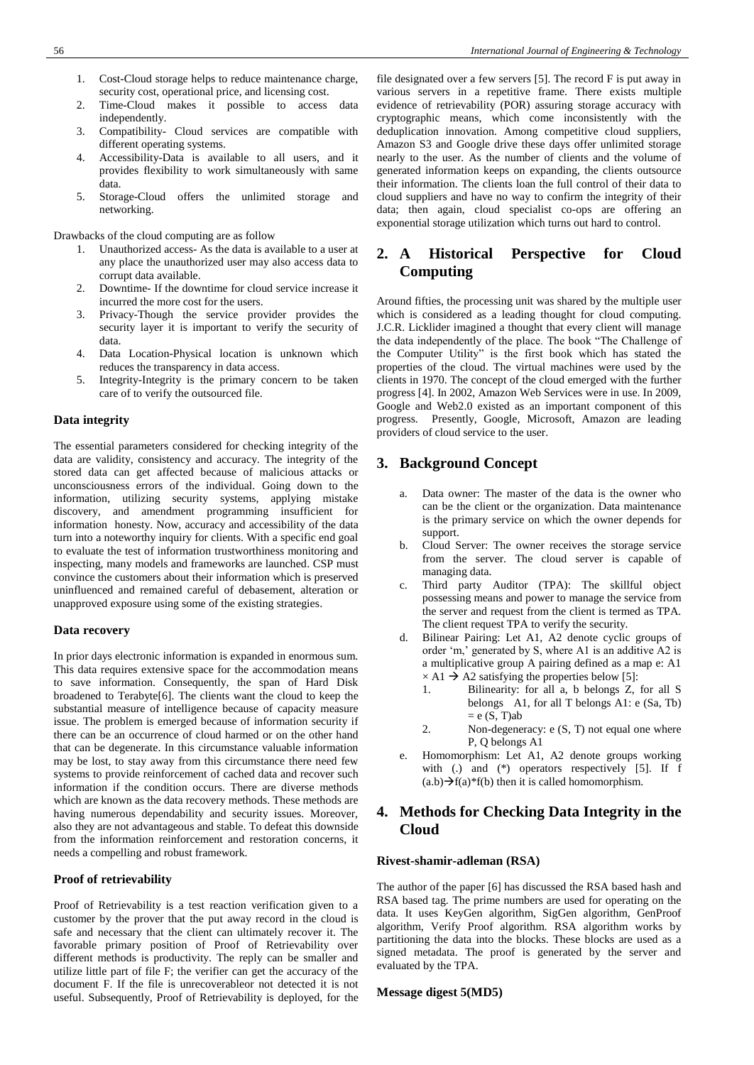1. Cost-Cloud storage helps to reduce maintenance charge, security cost, operational price, and licensing cost.
2. Time-Cloud makes it possible to access data independently.
3. Compatibility- Cloud services are compatible with different operating systems.
4. Accessibility-Data is available to all users, and it provides flexibility to work simultaneously with same data.
5. Storage-Cloud offers the unlimited storage and networking.

Drawbacks of the cloud computing are as follow

1. Unauthorized access- As the data is available to a user at any place the unauthorized user may also access data to corrupt data available.
2. Downtime- If the downtime for cloud service increase it incurred the more cost for the users.
3. Privacy-Though the service provider provides the security layer it is important to verify the security of data.
4. Data Location-Physical location is unknown which reduces the transparency in data access.
5. Integrity-Integrity is the primary concern to be taken care of to verify the outsourced file.

### Data integrity

The essential parameters considered for checking integrity of the data are validity, consistency and accuracy. The integrity of the stored data can get affected because of malicious attacks or unconsciousness errors of the individual. Going down to the information, utilizing security systems, applying mistake discovery, and amendment programming insufficient for information honesty. Now, accuracy and accessibility of the data turn into a noteworthy inquiry for clients. With a specific end goal to evaluate the test of information trustworthiness monitoring and inspecting, many models and frameworks are launched. CSP must convince the customers about their information which is preserved uninfluenced and remained careful of debasement, alteration or unapproved exposure using some of the existing strategies.

### Data recovery

In prior days electronic information is expanded in enormous sum. This data requires extensive space for the accommodation means to save information. Consequently, the span of Hard Disk broadened to Terabyte[6]. The clients want the cloud to keep the substantial measure of intelligence because of capacity measure issue. The problem is emerged because of information security if there can be an occurrence of cloud harmed or on the other hand that can be degenerate. In this circumstance valuable information may be lost, to stay away from this circumstance there need few systems to provide reinforcement of cached data and recover such information if the condition occurs. There are diverse methods which are known as the data recovery methods. These methods are having numerous dependability and security issues. Moreover, also they are not advantageous and stable. To defeat this downside from the information reinforcement and restoration concerns, it needs a compelling and robust framework.

### Proof of retrievability

Proof of Retrievability is a test reaction verification given to a customer by the prover that the put away record in the cloud is safe and necessary that the client can ultimately recover it. The favorable primary position of Proof of Retrievability over different methods is productivity. The reply can be smaller and utilize little part of file F; the verifier can get the accuracy of the document F. If the file is unrecoverableor not detected it is not useful. Subsequently, Proof of Retrievability is deployed, for the file designated over a few servers [5]. The record F is put away in various servers in a repetitive frame. There exists multiple evidence of retrievability (POR) assuring storage accuracy with cryptographic means, which come inconsistently with the deduplication innovation. Among competitive cloud suppliers, Amazon S3 and Google drive these days offer unlimited storage nearly to the user. As the number of clients and the volume of generated information keeps on expanding, the clients outsource their information. The clients loan the full control of their data to cloud suppliers and have no way to confirm the integrity of their data; then again, cloud specialist co-ops are offering an exponential storage utilization which turns out hard to control.

## 2. A Historical Perspective for Cloud Computing

Around fifties, the processing unit was shared by the multiple user which is considered as a leading thought for cloud computing. J.C.R. Licklider imagined a thought that every client will manage the data independently of the place. The book "The Challenge of the Computer Utility" is the first book which has stated the properties of the cloud. The virtual machines were used by the clients in 1970. The concept of the cloud emerged with the further progress [4]. In 2002, Amazon Web Services were in use. In 2009, Google and Web2.0 existed as an important component of this progress. Presently, Google, Microsoft, Amazon are leading providers of cloud service to the user.

## 3. Background Concept

a. Data owner: The master of the data is the owner who can be the client or the organization. Data maintenance is the primary service on which the owner depends for support.
b. Cloud Server: The owner receives the storage service from the server. The cloud server is capable of managing data.
c. Third party Auditor (TPA): The skillful object possessing means and power to manage the service from the server and request from the client is termed as TPA. The client request TPA to verify the security.
d. Bilinear Pairing: Let A1, A2 denote cyclic groups of order 'm,' generated by S, where A1 is an additive A2 is a multiplicative group A pairing defined as a map e: $A1 \times A1 \rightarrow A2$ satisfying the properties below [5]:
    1. Bilinearity: for all a, b belongs Z, for all S belongs A1, for all T belongs A1: e (Sa, Tb) = e (S, T)ab
    2. Non-degeneracy: e (S, T) not equal one where P, Q belongs A1
e. Homomorphism: Let A1, A2 denote groups working with (.) and (*) operators respectively [5]. If f $(a.b) \rightarrow f(a)*f(b)$ then it is called homomorphism.

## 4. Methods for Checking Data Integrity in the Cloud

### Rivest-shamir-adleman (RSA)

The author of the paper [6] has discussed the RSA based hash and RSA based tag. The prime numbers are used for operating on the data. It uses KeyGen algorithm, SigGen algorithm, GenProof algorithm, Verify Proof algorithm. RSA algorithm works by partitioning the data into the blocks. These blocks are used as a signed metadata. The proof is generated by the server and evaluated by the TPA.

### Message digest 5(MD5)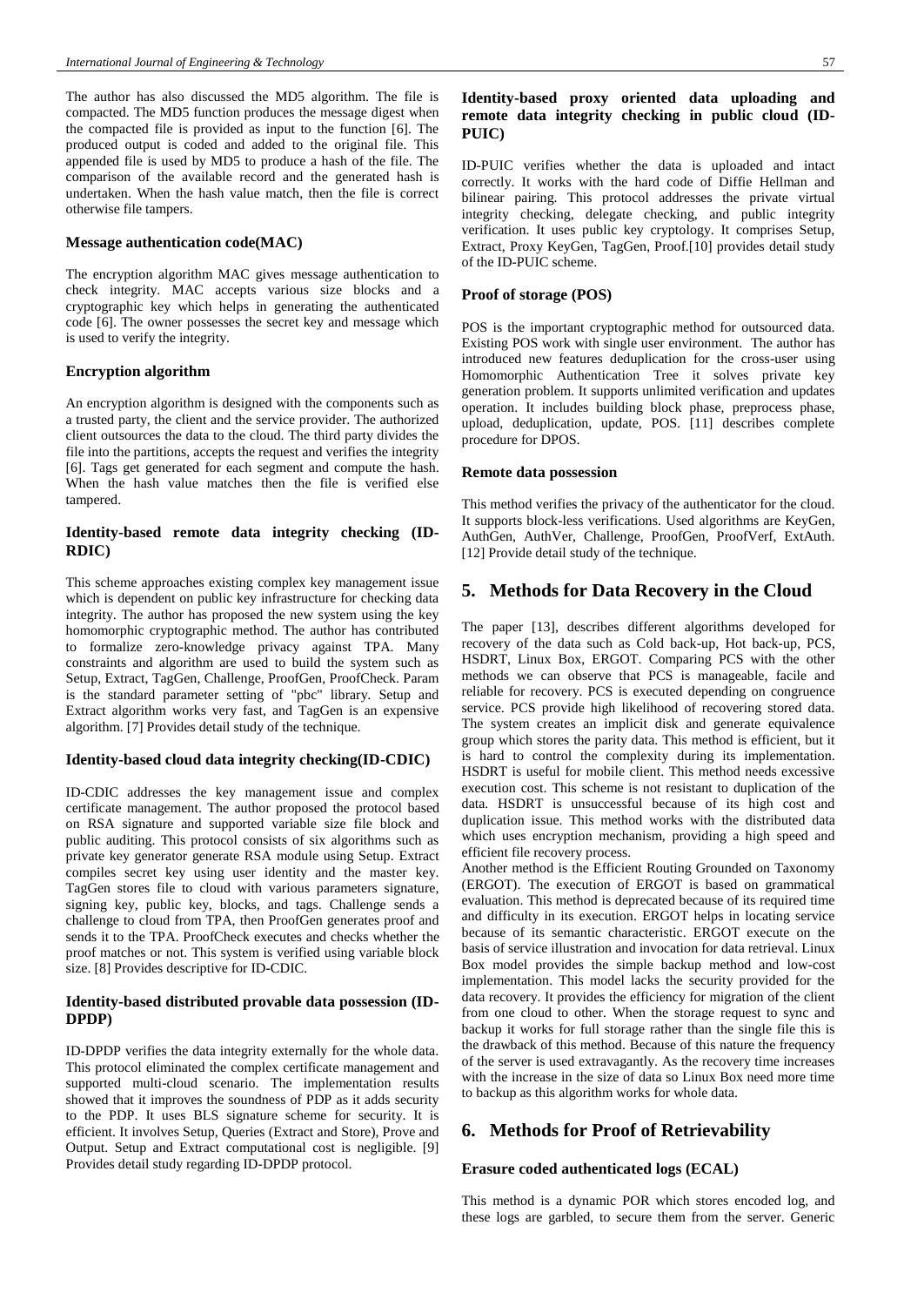The author has also discussed the MD5 algorithm. The file is compacted. The MD5 function produces the message digest when the compacted file is provided as input to the function [6]. The produced output is coded and added to the original file. This appended file is used by MD5 to produce a hash of the file. The comparison of the available record and the generated hash is undertaken. When the hash value match, then the file is correct otherwise file tampers.

### Message authentication code(MAC)

The encryption algorithm MAC gives message authentication to check integrity. MAC accepts various size blocks and a cryptographic key which helps in generating the authenticated code [6]. The owner possesses the secret key and message which is used to verify the integrity.

### Encryption algorithm

An encryption algorithm is designed with the components such as a trusted party, the client and the service provider. The authorized client outsources the data to the cloud. The third party divides the file into the partitions, accepts the request and verifies the integrity [6]. Tags get generated for each segment and compute the hash. When the hash value matches then the file is verified else tampered.

### Identity-based remote data integrity checking (ID-RDIC)

This scheme approaches existing complex key management issue which is dependent on public key infrastructure for checking data integrity. The author has proposed the new system using the key homomorphic cryptographic method. The author has contributed to formalize zero-knowledge privacy against TPA. Many constraints and algorithm are used to build the system such as Setup, Extract, TagGen, Challenge, ProofGen, ProofCheck. Param is the standard parameter setting of "pbc" library. Setup and Extract algorithm works very fast, and TagGen is an expensive algorithm. [7] Provides detail study of the technique.

### Identity-based cloud data integrity checking(ID-CDIC)

ID-CDIC addresses the key management issue and complex certificate management. The author proposed the protocol based on RSA signature and supported variable size file block and public auditing. This protocol consists of six algorithms such as private key generator generate RSA module using Setup. Extract compiles secret key using user identity and the master key. TagGen stores file to cloud with various parameters signature, signing key, public key, blocks, and tags. Challenge sends a challenge to cloud from TPA, then ProofGen generates proof and sends it to the TPA. ProofCheck executes and checks whether the proof matches or not. This system is verified using variable block size. [8] Provides descriptive for ID-CDIC.

### Identity-based distributed provable data possession (ID-DPDP)

ID-DPDP verifies the data integrity externally for the whole data. This protocol eliminated the complex certificate management and supported multi-cloud scenario. The implementation results showed that it improves the soundness of PDP as it adds security to the PDP. It uses BLS signature scheme for security. It is efficient. It involves Setup, Queries (Extract and Store), Prove and Output. Setup and Extract computational cost is negligible. [9] Provides detail study regarding ID-DPDP protocol.

### Identity-based proxy oriented data uploading and remote data integrity checking in public cloud (ID-PUIC)

ID-PUIC verifies whether the data is uploaded and intact correctly. It works with the hard code of Diffie Hellman and bilinear pairing. This protocol addresses the private virtual integrity checking, delegate checking, and public integrity verification. It uses public key cryptology. It comprises Setup, Extract, Proxy KeyGen, TagGen, Proof.[10] provides detail study of the ID-PUIC scheme.

### Proof of storage (POS)

POS is the important cryptographic method for outsourced data. Existing POS work with single user environment. The author has introduced new features deduplication for the cross-user using Homomorphic Authentication Tree it solves private key generation problem. It supports unlimited verification and updates operation. It includes building block phase, preprocess phase, upload, deduplication, update, POS. [11] describes complete procedure for DPOS.

### Remote data possession

This method verifies the privacy of the authenticator for the cloud. It supports block-less verifications. Used algorithms are KeyGen, AuthGen, AuthVer, Challenge, ProofGen, ProofVerf, ExtAuth. [12] Provide detail study of the technique.

## 5. Methods for Data Recovery in the Cloud

The paper [13], describes different algorithms developed for recovery of the data such as Cold back-up, Hot back-up, PCS, HSDRT, Linux Box, ERGOT. Comparing PCS with the other methods we can observe that PCS is manageable, facile and reliable for recovery. PCS is executed depending on congruence service. PCS provide high likelihood of recovering stored data. The system creates an implicit disk and generate equivalence group which stores the parity data. This method is efficient, but it is hard to control the complexity during its implementation. HSDRT is useful for mobile client. This method needs excessive execution cost. This scheme is not resistant to duplication of the data. HSDRT is unsuccessful because of its high cost and duplication issue. This method works with the distributed data which uses encryption mechanism, providing a high speed and efficient file recovery process.

Another method is the Efficient Routing Grounded on Taxonomy (ERGOT). The execution of ERGOT is based on grammatical evaluation. This method is deprecated because of its required time and difficulty in its execution. ERGOT helps in locating service because of its semantic characteristic. ERGOT execute on the basis of service illustration and invocation for data retrieval. Linux Box model provides the simple backup method and low-cost implementation. This model lacks the security provided for the data recovery. It provides the efficiency for migration of the client from one cloud to other. When the storage request to sync and backup it works for full storage rather than the single file this is the drawback of this method. Because of this nature the frequency of the server is used extravagantly. As the recovery time increases with the increase in the size of data so Linux Box need more time to backup as this algorithm works for whole data.

## 6. Methods for Proof of Retrievability

### Erasure coded authenticated logs (ECAL)

This method is a dynamic POR which stores encoded log, and these logs are garbled, to secure them from the server. Generic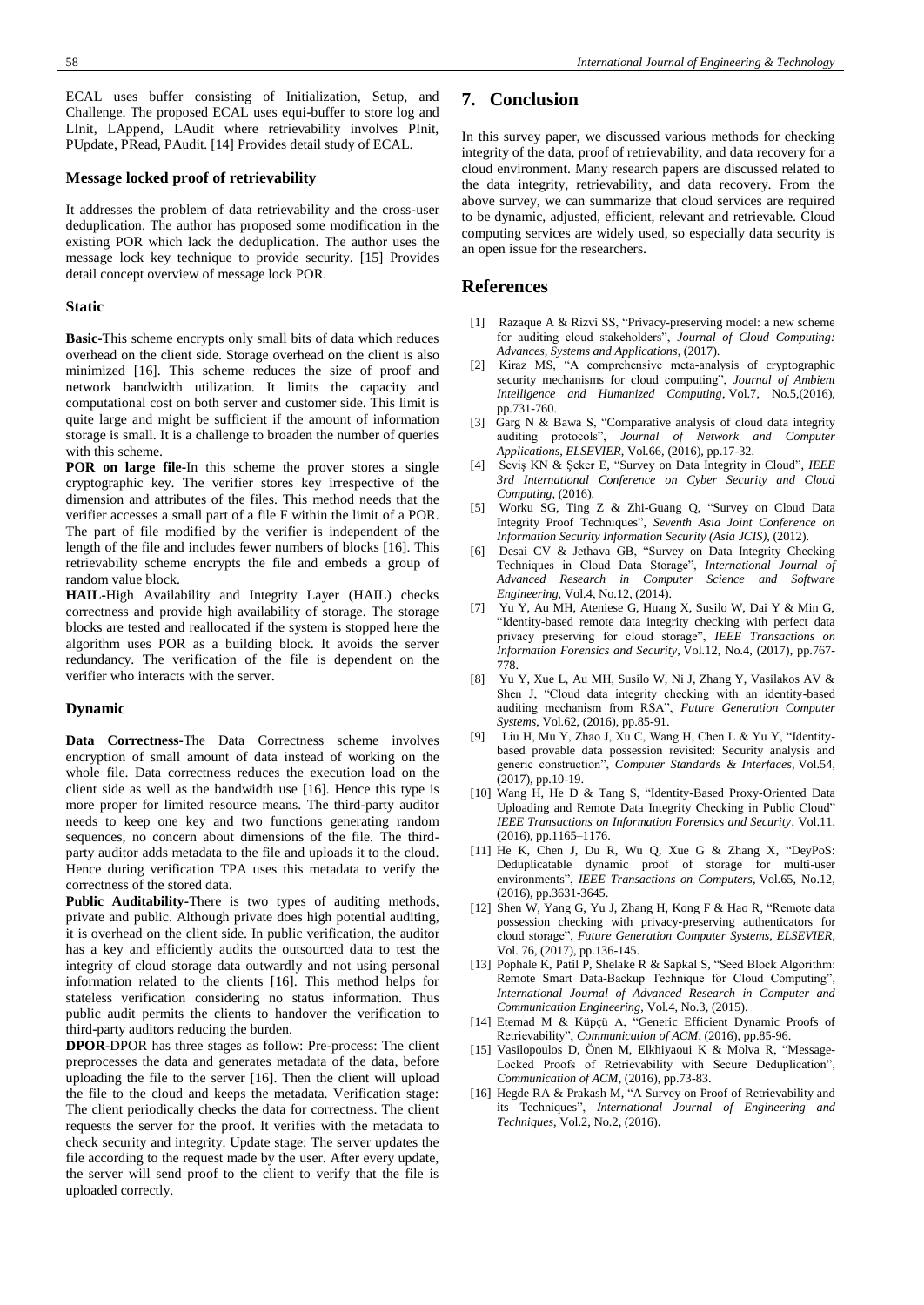ECAL uses buffer consisting of Initialization, Setup, and Challenge. The proposed ECAL uses equi-buffer to store log and LInit, LAppend, LAudit where retrievability involves PInit, PUpdate, PRead, PAudit. [14] Provides detail study of ECAL.

### Message locked proof of retrievability

It addresses the problem of data retrievability and the cross-user deduplication. The author has proposed some modification in the existing POR which lack the deduplication. The author uses the message lock key technique to provide security. [15] Provides detail concept overview of message lock POR.

### Static

**Basic-**This scheme encrypts only small bits of data which reduces overhead on the client side. Storage overhead on the client is also minimized [16]. This scheme reduces the size of proof and network bandwidth utilization. It limits the capacity and computational cost on both server and customer side. This limit is quite large and might be sufficient if the amount of information storage is small. It is a challenge to broaden the number of queries with this scheme.

**POR on large file-**In this scheme the prover stores a single cryptographic key. The verifier stores key irrespective of the dimension and attributes of the files. This method needs that the verifier accesses a small part of a file F within the limit of a POR. The part of file modified by the verifier is independent of the length of the file and includes fewer numbers of blocks [16]. This retrievability scheme encrypts the file and embeds a group of random value block.

**HAIL-**High Availability and Integrity Layer (HAIL) checks correctness and provide high availability of storage. The storage blocks are tested and reallocated if the system is stopped here the algorithm uses POR as a building block. It avoids the server redundancy. The verification of the file is dependent on the verifier who interacts with the server.

### Dynamic

**Data Correctness-**The Data Correctness scheme involves encryption of small amount of data instead of working on the whole file. Data correctness reduces the execution load on the client side as well as the bandwidth use [16]. Hence this type is more proper for limited resource means. The third-party auditor needs to keep one key and two functions generating random sequences, no concern about dimensions of the file. The third-party auditor adds metadata to the file and uploads it to the cloud. Hence during verification TPA uses this metadata to verify the correctness of the stored data.

**Public Auditability-**There is two types of auditing methods, private and public. Although private does high potential auditing, it is overhead on the client side. In public verification, the auditor has a key and efficiently audits the outsourced data to test the integrity of cloud storage data outwardly and not using personal information related to the clients [16]. This method helps for stateless verification considering no status information. Thus public audit permits the clients to handover the verification to third-party auditors reducing the burden.

**DPOR-**DPOR has three stages as follow: Pre-process: The client preprocesses the data and generates metadata of the data, before uploading the file to the server [16]. Then the client will upload the file to the cloud and keeps the metadata. Verification stage: The client periodically checks the data for correctness. The client requests the server for the proof. It verifies with the metadata to check security and integrity. Update stage: The server updates the file according to the request made by the user. After every update, the server will send proof to the client to verify that the file is uploaded correctly.

## 7. Conclusion

In this survey paper, we discussed various methods for checking integrity of the data, proof of retrievability, and data recovery for a cloud environment. Many research papers are discussed related to the data integrity, retrievability, and data recovery. From the above survey, we can summarize that cloud services are required to be dynamic, adjusted, efficient, relevant and retrievable. Cloud computing services are widely used, so especially data security is an open issue for the researchers.

## References

[1] Razaque A & Rizvi SS, "Privacy-preserving model: a new scheme for auditing cloud stakeholders", *Journal of Cloud Computing: Advances, Systems and Applications*, (2017).

[2] Kiraz MS, "A comprehensive meta-analysis of cryptographic security mechanisms for cloud computing", *Journal of Ambient Intelligence and Humanized Computing*, Vol.7, No.5,(2016), pp.731-760.

[3] Garg N & Bawa S, "Comparative analysis of cloud data integrity auditing protocols", *Journal of Network and Computer Applications, ELSEVIER*, Vol.66, (2016), pp.17-32.

[4] Seviş KN & Şeker E, "Survey on Data Integrity in Cloud", *IEEE 3rd International Conference on Cyber Security and Cloud Computing*, (2016).

[5] Worku SG, Ting Z & Zhi-Guang Q, "Survey on Cloud Data Integrity Proof Techniques", *Seventh Asia Joint Conference on Information Security Information Security (Asia JCIS)*, (2012).

[6] Desai CV & Jethava GB, "Survey on Data Integrity Checking Techniques in Cloud Data Storage", *International Journal of Advanced Research in Computer Science and Software Engineering*, Vol.4, No.12, (2014).

[7] Yu Y, Au MH, Ateniese G, Huang X, Susilo W, Dai Y & Min G, "Identity-based remote data integrity checking with perfect data privacy preserving for cloud storage", *IEEE Transactions on Information Forensics and Security*, Vol.12, No.4, (2017), pp.767-778.

[8] Yu Y, Xue L, Au MH, Susilo W, Ni J, Zhang Y, Vasilakos AV & Shen J, "Cloud data integrity checking with an identity-based auditing mechanism from RSA", *Future Generation Computer Systems*, Vol.62, (2016), pp.85-91.

[9] Liu H, Mu Y, Zhao J, Xu C, Wang H, Chen L & Yu Y, "Identity-based provable data possession revisited: Security analysis and generic construction", *Computer Standards & Interfaces*, Vol.54, (2017), pp.10-19.

[10] Wang H, He D & Tang S, "Identity-Based Proxy-Oriented Data Uploading and Remote Data Integrity Checking in Public Cloud" *IEEE Transactions on Information Forensics and Security*, Vol.11, (2016), pp.1165–1176.

[11] He K, Chen J, Du R, Wu Q, Xue G & Zhang X, "DeyPoS: Deduplicatable dynamic proof of storage for multi-user environments", *IEEE Transactions on Computers*, Vol.65, No.12, (2016), pp.3631-3645.

[12] Shen W, Yang G, Yu J, Zhang H, Kong F & Hao R, "Remote data possession checking with privacy-preserving authenticators for cloud storage", *Future Generation Computer Systems, ELSEVIER*, Vol. 76, (2017), pp.136-145.

[13] Pophale K, Patil P, Shelake R & Sapkal S, "Seed Block Algorithm: Remote Smart Data-Backup Technique for Cloud Computing", *International Journal of Advanced Research in Computer and Communication Engineering*, Vol.4, No.3, (2015).

[14] Etemad M & Küpçü A, "Generic Efficient Dynamic Proofs of Retrievability", *Communication of ACM*, (2016), pp.85-96.

[15] Vasilopoulos D, Önen M, Elkhiyaoui K & Molva R, "Message-Locked Proofs of Retrievability with Secure Deduplication", *Communication of ACM*, (2016), pp.73-83.

[16] Hegde RA & Prakash M, "A Survey on Proof of Retrievability and its Techniques", *International Journal of Engineering and Techniques*, Vol.2, No.2, (2016).